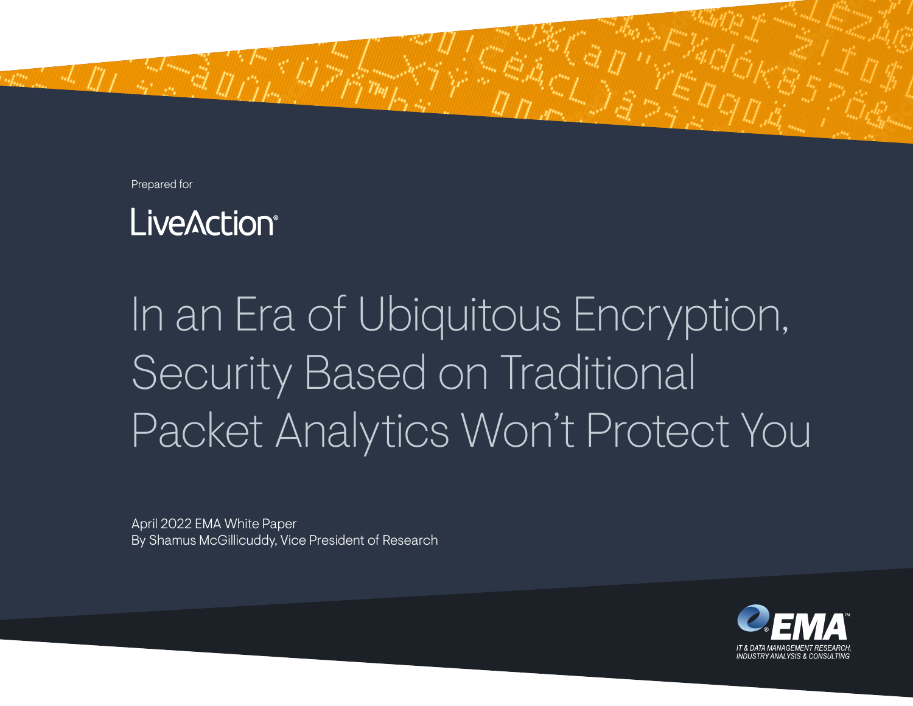Prepared for

LiveAction

# In an Era of Ubiquitous Encryption, Security Based on Traditional Packet Analytics Won't Protect You

April 2022 EMA White Paper
By Shamus McGillicuddy, Vice President of Research

EMA
IT & DATA MANAGEMENT RESEARCH, INDUSTRY ANALYSIS & CONSULTING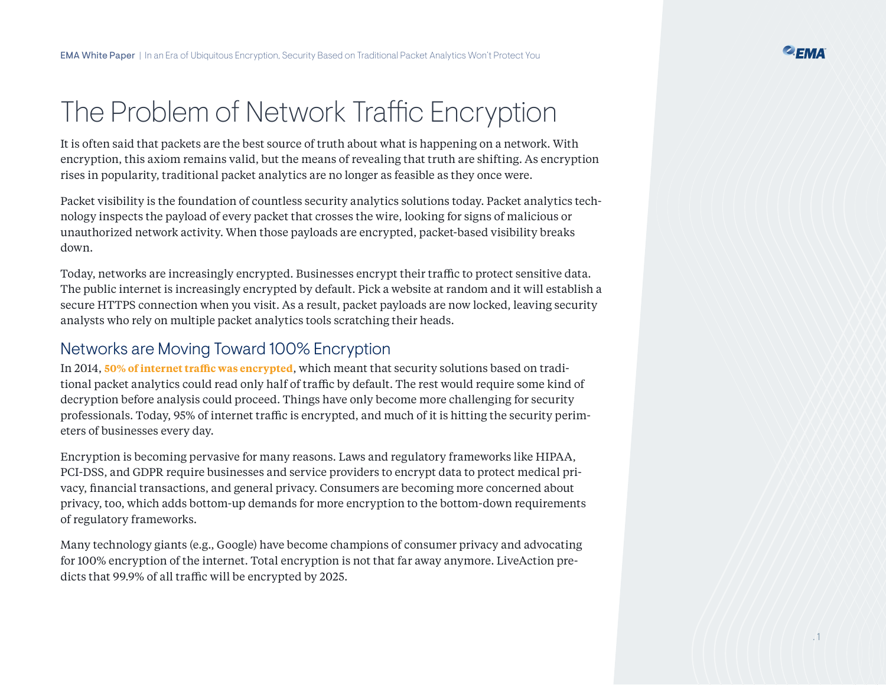# The Problem of Network Traffic Encryption

It is often said that packets are the best source of truth about what is happening on a network. With encryption, this axiom remains valid, but the means of revealing that truth are shifting. As encryption rises in popularity, traditional packet analytics are no longer as feasible as they once were.

Packet visibility is the foundation of countless security analytics solutions today. Packet analytics technology inspects the payload of every packet that crosses the wire, looking for signs of malicious or unauthorized network activity. When those payloads are encrypted, packet-based visibility breaks down.

Today, networks are increasingly encrypted. Businesses encrypt their traffic to protect sensitive data. The public internet is increasingly encrypted by default. Pick a website at random and it will establish a secure HTTPS connection when you visit. As a result, packet payloads are now locked, leaving security analysts who rely on multiple packet analytics tools scratching their heads.

## Networks are Moving Toward 100% Encryption

In 2014, **50% of internet traffic was encrypted**, which meant that security solutions based on traditional packet analytics could read only half of traffic by default. The rest would require some kind of decryption before analysis could proceed. Things have only become more challenging for security professionals. Today, 95% of internet traffic is encrypted, and much of it is hitting the security perimeters of businesses every day.

Encryption is becoming pervasive for many reasons. Laws and regulatory frameworks like HIPAA, PCI-DSS, and GDPR require businesses and service providers to encrypt data to protect medical privacy, financial transactions, and general privacy. Consumers are becoming more concerned about privacy, too, which adds bottom-up demands for more encryption to the bottom-down requirements of regulatory frameworks.

Many technology giants (e.g., Google) have become champions of consumer privacy and advocating for 100% encryption of the internet. Total encryption is not that far away anymore. LiveAction predicts that 99.9% of all traffic will be encrypted by 2025.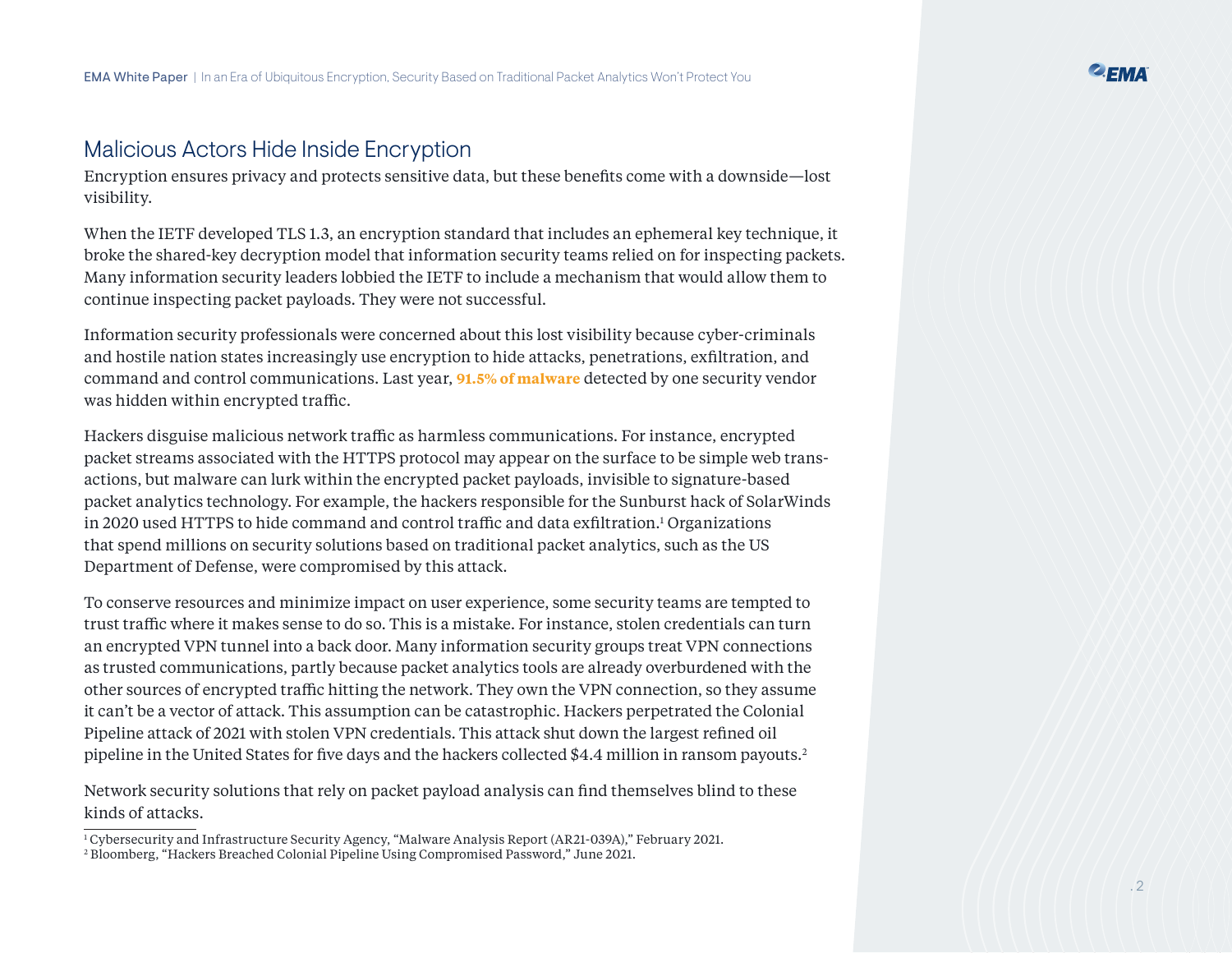## Malicious Actors Hide Inside Encryption

Encryption ensures privacy and protects sensitive data, but these benefits come with a downside—lost visibility.

When the IETF developed TLS 1.3, an encryption standard that includes an ephemeral key technique, it broke the shared-key decryption model that information security teams relied on for inspecting packets. Many information security leaders lobbied the IETF to include a mechanism that would allow them to continue inspecting packet payloads. They were not successful.

Information security professionals were concerned about this lost visibility because cyber-criminals and hostile nation states increasingly use encryption to hide attacks, penetrations, exfiltration, and command and control communications. Last year, **91.5% of malware** detected by one security vendor was hidden within encrypted traffic.

Hackers disguise malicious network traffic as harmless communications. For instance, encrypted packet streams associated with the HTTPS protocol may appear on the surface to be simple web transactions, but malware can lurk within the encrypted packet payloads, invisible to signature-based packet analytics technology. For example, the hackers responsible for the Sunburst hack of SolarWinds in 2020 used HTTPS to hide command and control traffic and data exfiltration.[1] Organizations that spend millions on security solutions based on traditional packet analytics, such as the US Department of Defense, were compromised by this attack.

To conserve resources and minimize impact on user experience, some security teams are tempted to trust traffic where it makes sense to do so. This is a mistake. For instance, stolen credentials can turn an encrypted VPN tunnel into a back door. Many information security groups treat VPN connections as trusted communications, partly because packet analytics tools are already overburdened with the other sources of encrypted traffic hitting the network. They own the VPN connection, so they assume it can't be a vector of attack. This assumption can be catastrophic. Hackers perpetrated the Colonial Pipeline attack of 2021 with stolen VPN credentials. This attack shut down the largest refined oil pipeline in the United States for five days and the hackers collected $4.4 million in ransom payouts.[2]

Network security solutions that rely on packet payload analysis can find themselves blind to these kinds of attacks.

[1] Cybersecurity and Infrastructure Security Agency, "Malware Analysis Report (AR21-039A)," February 2021.

[2] Bloomberg, "Hackers Breached Colonial Pipeline Using Compromised Password," June 2021.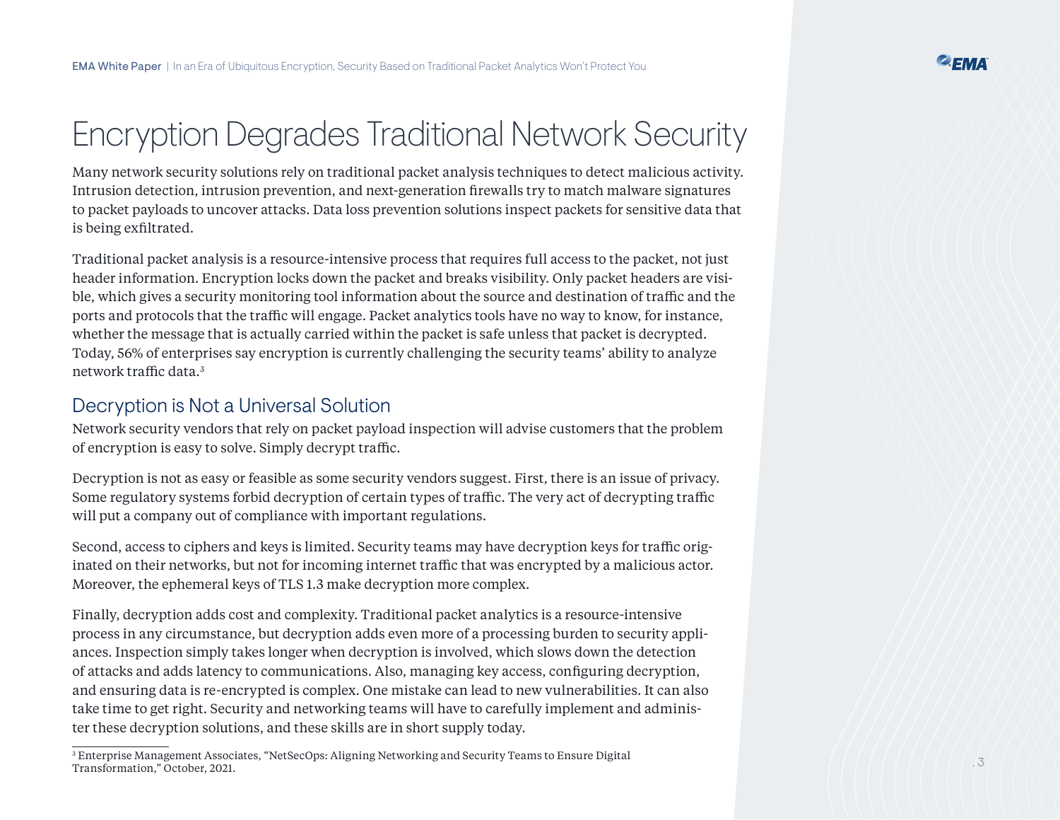# Encryption Degrades Traditional Network Security

Many network security solutions rely on traditional packet analysis techniques to detect malicious activity. Intrusion detection, intrusion prevention, and next-generation firewalls try to match malware signatures to packet payloads to uncover attacks. Data loss prevention solutions inspect packets for sensitive data that is being exfiltrated.

Traditional packet analysis is a resource-intensive process that requires full access to the packet, not just header information. Encryption locks down the packet and breaks visibility. Only packet headers are visible, which gives a security monitoring tool information about the source and destination of traffic and the ports and protocols that the traffic will engage. Packet analytics tools have no way to know, for instance, whether the message that is actually carried within the packet is safe unless that packet is decrypted. Today, 56% of enterprises say encryption is currently challenging the security teams' ability to analyze network traffic data.[3]

## Decryption is Not a Universal Solution

Network security vendors that rely on packet payload inspection will advise customers that the problem of encryption is easy to solve. Simply decrypt traffic.

Decryption is not as easy or feasible as some security vendors suggest. First, there is an issue of privacy. Some regulatory systems forbid decryption of certain types of traffic. The very act of decrypting traffic will put a company out of compliance with important regulations.

Second, access to ciphers and keys is limited. Security teams may have decryption keys for traffic originated on their networks, but not for incoming internet traffic that was encrypted by a malicious actor. Moreover, the ephemeral keys of TLS 1.3 make decryption more complex.

Finally, decryption adds cost and complexity. Traditional packet analytics is a resource-intensive process in any circumstance, but decryption adds even more of a processing burden to security appliances. Inspection simply takes longer when decryption is involved, which slows down the detection of attacks and adds latency to communications. Also, managing key access, configuring decryption, and ensuring data is re-encrypted is complex. One mistake can lead to new vulnerabilities. It can also take time to get right. Security and networking teams will have to carefully implement and administer these decryption solutions, and these skills are in short supply today.

---

[3] Enterprise Management Associates, "NetSecOps: Aligning Networking and Security Teams to Ensure Digital Transformation," October, 2021.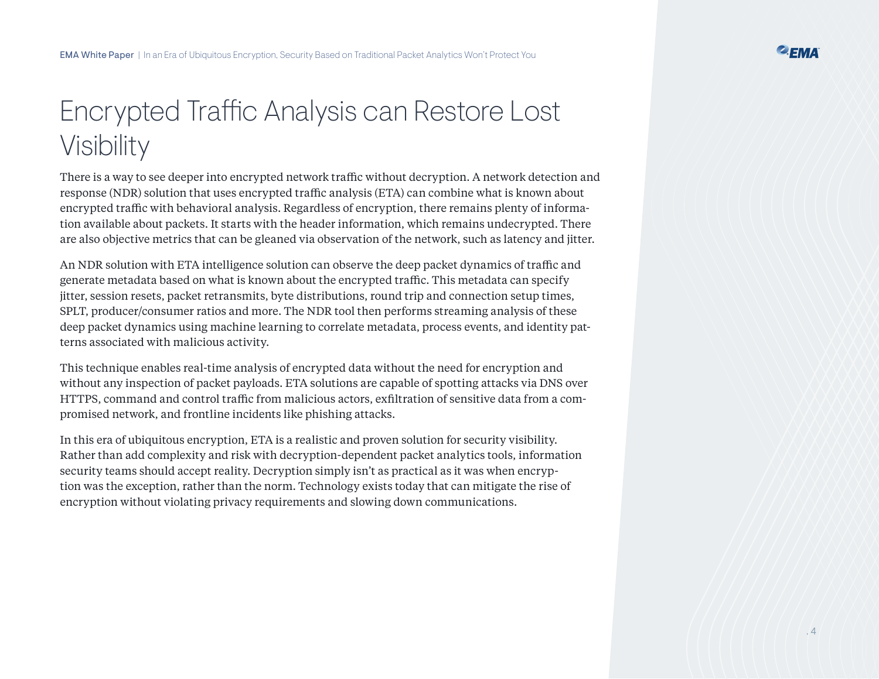# Encrypted Traffic Analysis can Restore Lost Visibility

There is a way to see deeper into encrypted network traffic without decryption. A network detection and response (NDR) solution that uses encrypted traffic analysis (ETA) can combine what is known about encrypted traffic with behavioral analysis. Regardless of encryption, there remains plenty of information available about packets. It starts with the header information, which remains undecrypted. There are also objective metrics that can be gleaned via observation of the network, such as latency and jitter.

An NDR solution with ETA intelligence solution can observe the deep packet dynamics of traffic and generate metadata based on what is known about the encrypted traffic. This metadata can specify jitter, session resets, packet retransmits, byte distributions, round trip and connection setup times, SPLT, producer/consumer ratios and more. The NDR tool then performs streaming analysis of these deep packet dynamics using machine learning to correlate metadata, process events, and identity patterns associated with malicious activity.

This technique enables real-time analysis of encrypted data without the need for encryption and without any inspection of packet payloads. ETA solutions are capable of spotting attacks via DNS over HTTPS, command and control traffic from malicious actors, exfiltration of sensitive data from a compromised network, and frontline incidents like phishing attacks.

In this era of ubiquitous encryption, ETA is a realistic and proven solution for security visibility. Rather than add complexity and risk with decryption-dependent packet analytics tools, information security teams should accept reality. Decryption simply isn't as practical as it was when encryption was the exception, rather than the norm. Technology exists today that can mitigate the rise of encryption without violating privacy requirements and slowing down communications.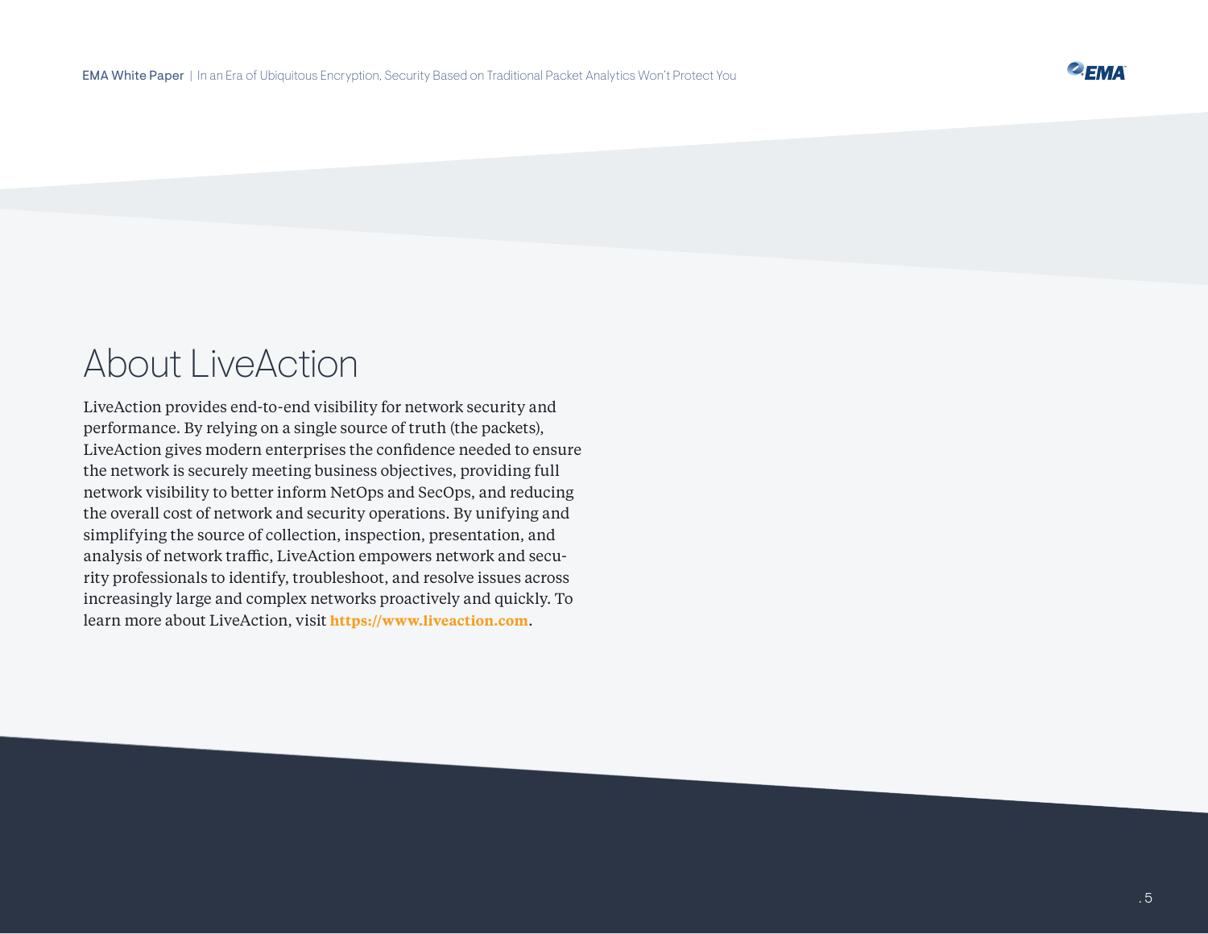# About LiveAction

LiveAction provides end-to-end visibility for network security and performance. By relying on a single source of truth (the packets), LiveAction gives modern enterprises the confidence needed to ensure the network is securely meeting business objectives, providing full network visibility to better inform NetOps and SecOps, and reducing the overall cost of network and security operations. By unifying and simplifying the source of collection, inspection, presentation, and analysis of network traffic, LiveAction empowers network and security professionals to identify, troubleshoot, and resolve issues across increasingly large and complex networks proactively and quickly. To learn more about LiveAction, visit **https://www.liveaction.com**.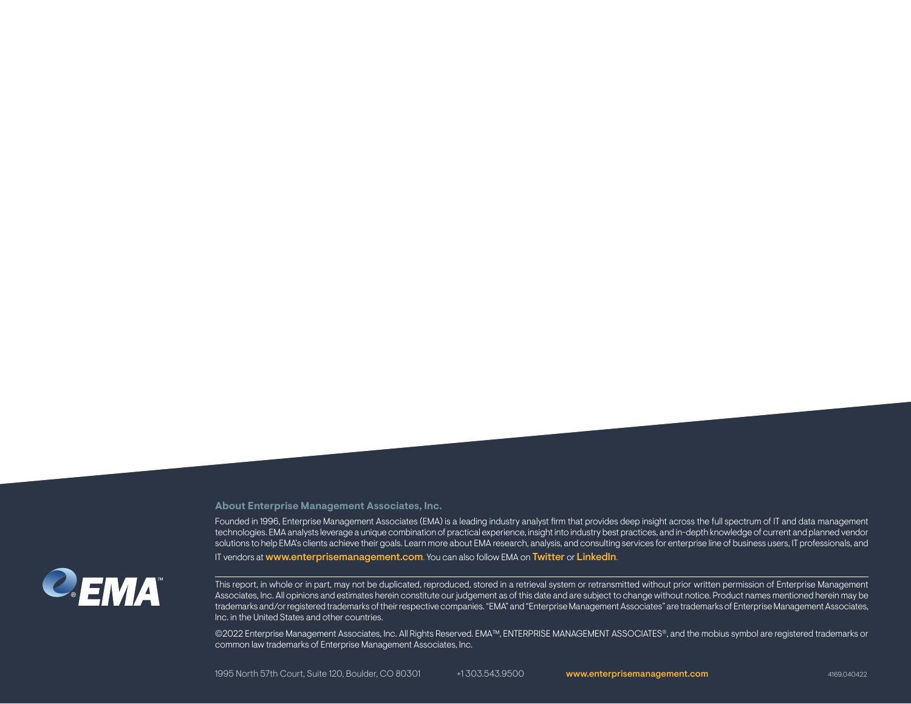### About Enterprise Management Associates, Inc.

Founded in 1996, Enterprise Management Associates (EMA) is a leading industry analyst firm that provides deep insight across the full spectrum of IT and data management technologies. EMA analysts leverage a unique combination of practical experience, insight into industry best practices, and in-depth knowledge of current and planned vendor solutions to help EMA's clients achieve their goals. Learn more about EMA research, analysis, and consulting services for enterprise line of business users, IT professionals, and IT vendors at **www.enterprisemanagement.com**. You can also follow EMA on **Twitter** or **LinkedIn**.

---

This report, in whole or in part, may not be duplicated, reproduced, stored in a retrieval system or retransmitted without prior written permission of Enterprise Management Associates, Inc. All opinions and estimates herein constitute our judgement as of this date and are subject to change without notice. Product names mentioned herein may be trademarks and/or registered trademarks of their respective companies. "EMA" and "Enterprise Management Associates" are trademarks of Enterprise Management Associates, Inc. in the United States and other countries.

©2022 Enterprise Management Associates, Inc. All Rights Reserved. EMA™, ENTERPRISE MANAGEMENT ASSOCIATES®, and the mobius symbol are registered trademarks or common law trademarks of Enterprise Management Associates, Inc.

1995 North 57th Court, Suite 120, Boulder, CO 80301 +1 303.543.9500 **www.enterprisemanagement.com** 4169.040422